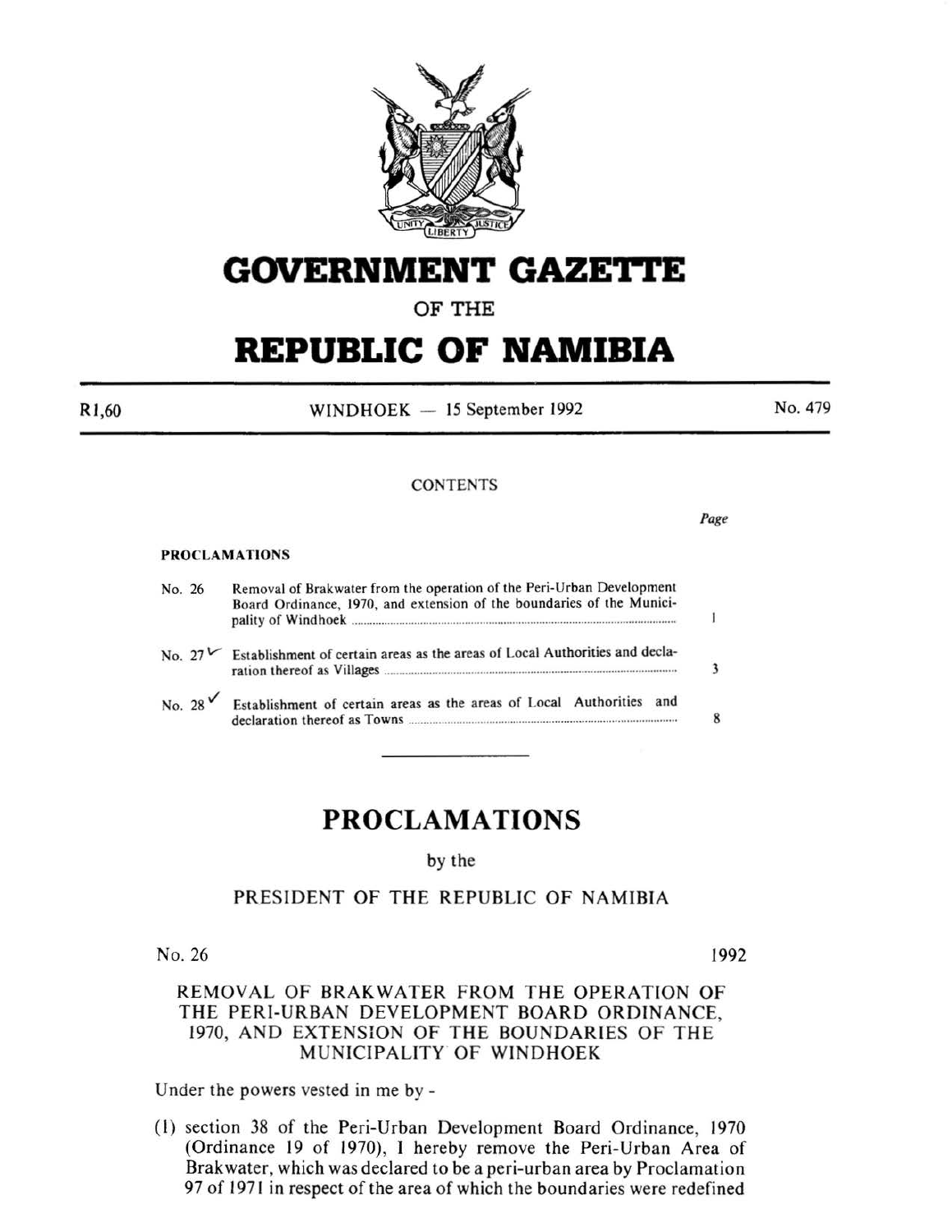# GOVERNMENT GAZETTE

OF THE

# REPUBLIC OF NAMIBIA

R1,60 WINDHOEK — 15 September 1992 No. 479

CONTENTS

| | | Page |
|---|---|---|
| **PROCLAMATIONS** | | |
| No. 26 | Removal of Brakwater from the operation of the Peri-Urban Development Board Ordinance, 1970, and extension of the boundaries of the Municipality of Windhoek | 1 |
| No. 27 | Establishment of certain areas as the areas of Local Authorities and declaration thereof as Villages | 3 |
| No. 28 | Establishment of certain areas as the areas of Local Authorities and declaration thereof as Towns | 8 |

## PROCLAMATIONS

by the

PRESIDENT OF THE REPUBLIC OF NAMIBIA

No. 26 1992

REMOVAL OF BRAKWATER FROM THE OPERATION OF THE PERI-URBAN DEVELOPMENT BOARD ORDINANCE, 1970, AND EXTENSION OF THE BOUNDARIES OF THE MUNICIPALITY OF WINDHOEK

Under the powers vested in me by -

(1) section 38 of the Peri-Urban Development Board Ordinance, 1970 (Ordinance 19 of 1970), I hereby remove the Peri-Urban Area of Brakwater, which was declared to be a peri-urban area by Proclamation 97 of 1971 in respect of the area of which the boundaries were redefined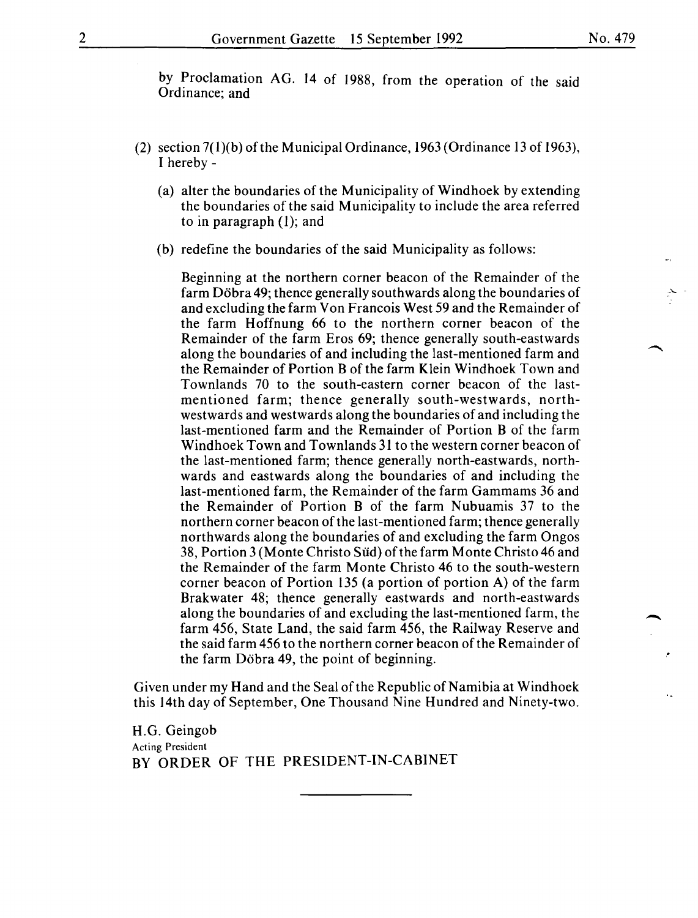by Proclamation AG. 14 of 1988, from the operation of the said Ordinance; and

(2) section 7(1)(b) of the Municipal Ordinance, 1963 (Ordinance 13 of 1963), I hereby -

(a) alter the boundaries of the Municipality of Windhoek by extending the boundaries of the said Municipality to include the area referred to in paragraph (1); and

(b) redefine the boundaries of the said Municipality as follows:

Beginning at the northern corner beacon of the Remainder of the farm Döbra 49; thence generally southwards along the boundaries of and excluding the farm Von Francois West 59 and the Remainder of the farm Hoffnung 66 to the northern corner beacon of the Remainder of the farm Eros 69; thence generally south-eastwards along the boundaries of and including the last-mentioned farm and the Remainder of Portion B of the farm Klein Windhoek Town and Townlands 70 to the south-eastern corner beacon of the last-mentioned farm; thence generally south-westwards, north-westwards and westwards along the boundaries of and including the last-mentioned farm and the Remainder of Portion B of the farm Windhoek Town and Townlands 31 to the western corner beacon of the last-mentioned farm; thence generally north-eastwards, northwards and eastwards along the boundaries of and including the last-mentioned farm, the Remainder of the farm Gammams 36 and the Remainder of Portion B of the farm Nubuamis 37 to the northern corner beacon of the last-mentioned farm; thence generally northwards along the boundaries of and excluding the farm Ongos 38, Portion 3 (Monte Christo Süd) of the farm Monte Christo 46 and the Remainder of the farm Monte Christo 46 to the south-western corner beacon of Portion 135 (a portion of portion A) of the farm Brakwater 48; thence generally eastwards and north-eastwards along the boundaries of and excluding the last-mentioned farm, the farm 456, State Land, the said farm 456, the Railway Reserve and the said farm 456 to the northern corner beacon of the Remainder of the farm Döbra 49, the point of beginning.

Given under my Hand and the Seal of the Republic of Namibia at Windhoek this 14th day of September, One Thousand Nine Hundred and Ninety-two.

H.G. Geingob
Acting President
BY ORDER OF THE PRESIDENT-IN-CABINET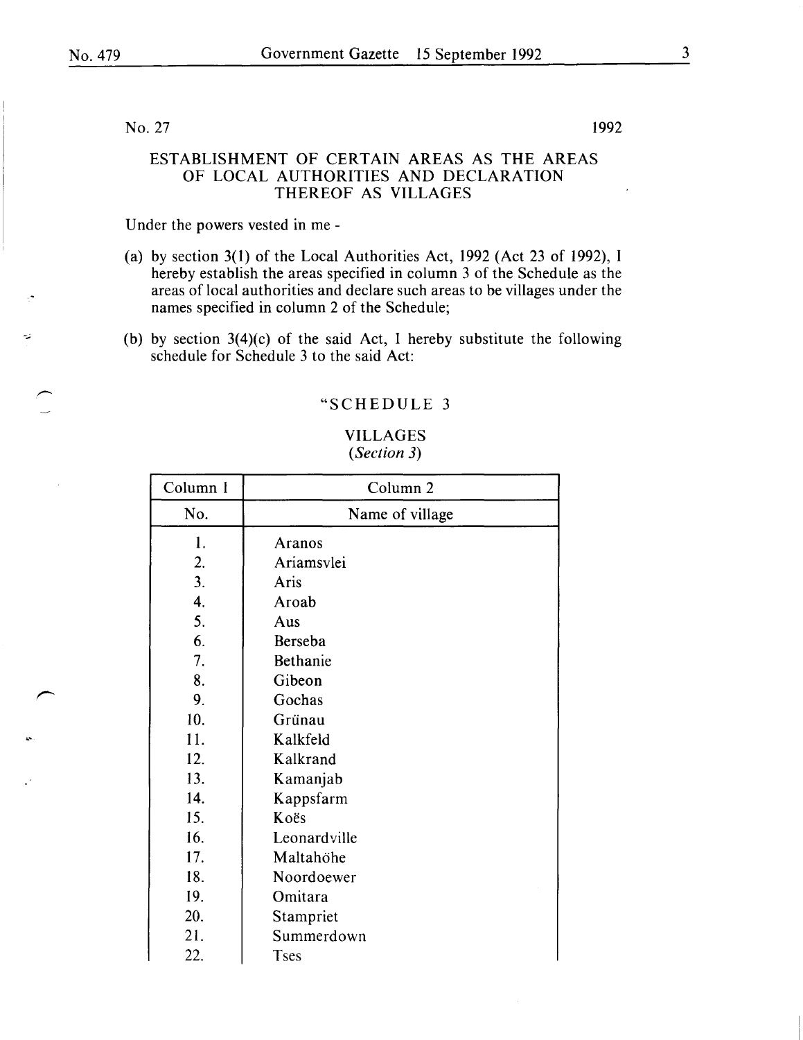No. 27 1992

## ESTABLISHMENT OF CERTAIN AREAS AS THE AREAS OF LOCAL AUTHORITIES AND DECLARATION THEREOF AS VILLAGES

Under the powers vested in me -

(a) by section 3(1) of the Local Authorities Act, 1992 (Act 23 of 1992), I hereby establish the areas specified in column 3 of the Schedule as the areas of local authorities and declare such areas to be villages under the names specified in column 2 of the Schedule;

(b) by section 3(4)(c) of the said Act, I hereby substitute the following schedule for Schedule 3 to the said Act:

"SCHEDULE 3

VILLAGES
*(Section 3)*

| Column 1 | Column 2 |
|---|---|
| No. | Name of village |
| 1. | Aranos |
| 2. | Ariamsvlei |
| 3. | Aris |
| 4. | Aroab |
| 5. | Aus |
| 6. | Berseba |
| 7. | Bethanie |
| 8. | Gibeon |
| 9. | Gochas |
| 10. | Grünau |
| 11. | Kalkfeld |
| 12. | Kalkrand |
| 13. | Kamanjab |
| 14. | Kappsfarm |
| 15. | Koës |
| 16. | Leonardville |
| 17. | Maltahöhe |
| 18. | Noordoewer |
| 19. | Omitara |
| 20. | Stampriet |
| 21. | Summerdown |
| 22. | Tses |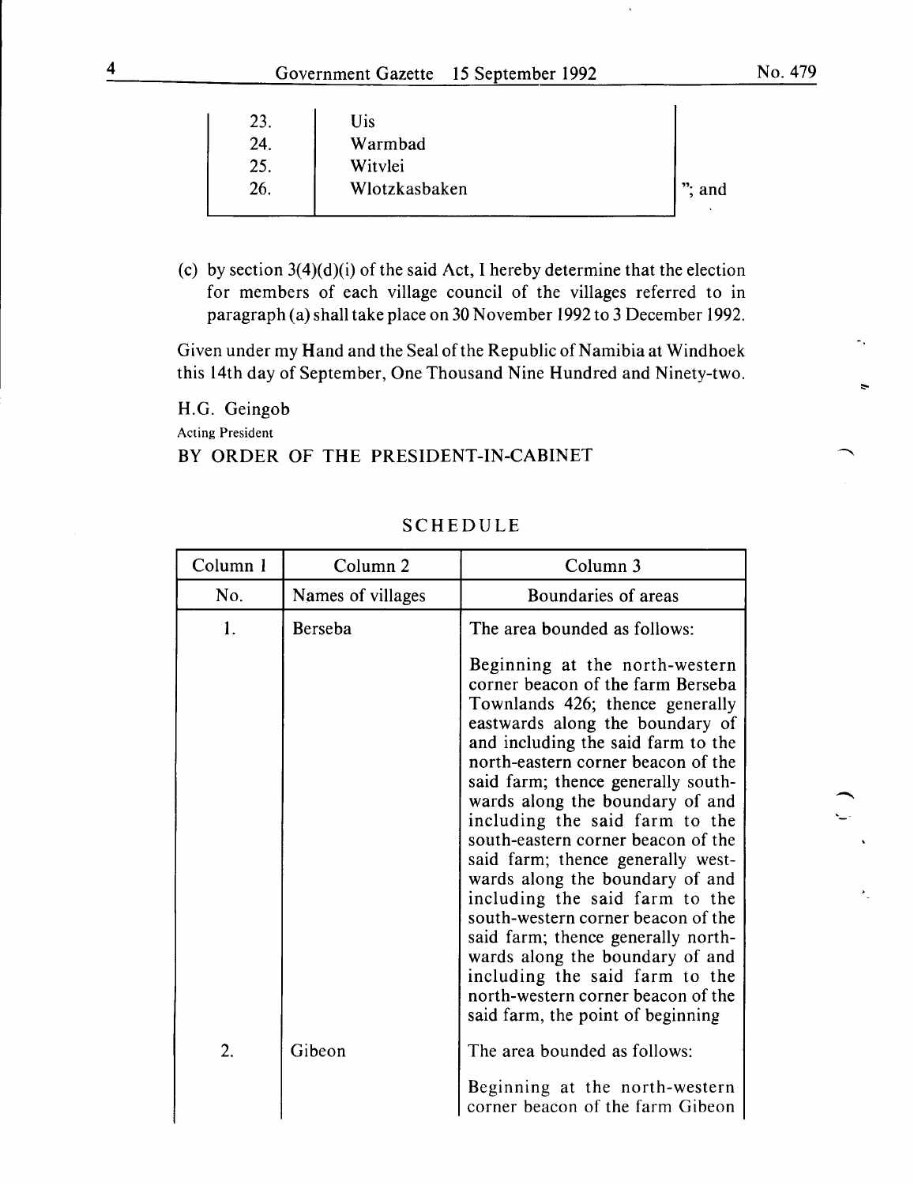| | | |
|---|---|---|
| 23. | Uis | |
| 24. | Warmbad | |
| 25. | Witvlei | |
| 26. | Wlotzkasbaken | "; and |

(c) by section 3(4)(d)(i) of the said Act, I hereby determine that the election for members of each village council of the villages referred to in paragraph (a) shall take place on 30 November 1992 to 3 December 1992.

Given under my Hand and the Seal of the Republic of Namibia at Windhoek this 14th day of September, One Thousand Nine Hundred and Ninety-two.

H.G. Geingob

Acting President

BY ORDER OF THE PRESIDENT-IN-CABINET

## SCHEDULE

| Column 1 | Column 2 | Column 3 |
|---|---|---|
| No. | Names of villages | Boundaries of areas |
| 1. | Berseba | The area bounded as follows: Beginning at the north-western corner beacon of the farm Berseba Townlands 426; thence generally eastwards along the boundary of and including the said farm to the north-eastern corner beacon of the said farm; thence generally southwards along the boundary of and including the said farm to the south-eastern corner beacon of the said farm; thence generally westwards along the boundary of and including the said farm to the south-western corner beacon of the said farm; thence generally northwards along the boundary of and including the said farm to the north-western corner beacon of the said farm, the point of beginning |
| 2. | Gibeon | The area bounded as follows: Beginning at the north-western corner beacon of the farm Gibeon |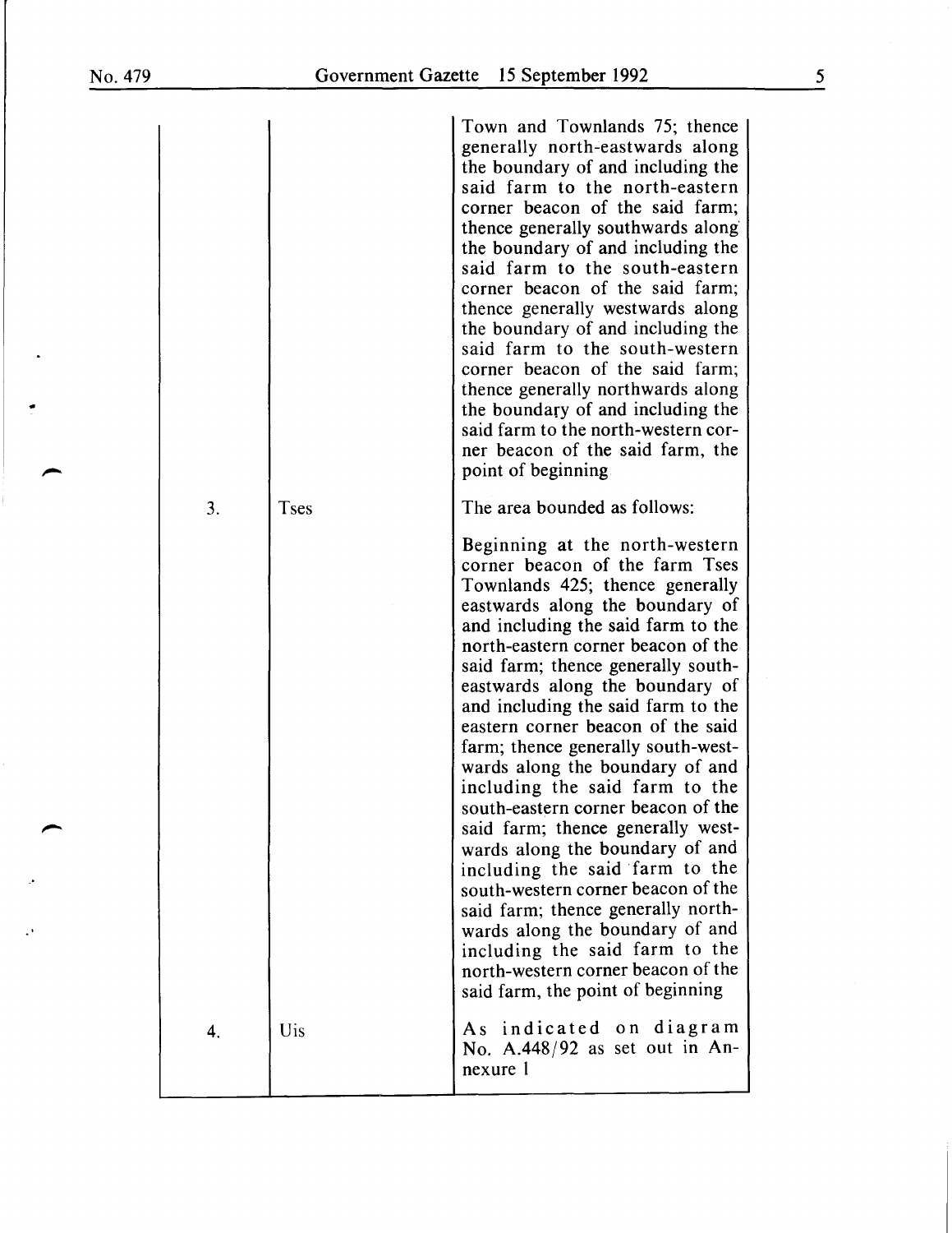| | | |
|---|---|---|
| | | Town and Townlands 75; thence generally north-eastwards along the boundary of and including the said farm to the north-eastern corner beacon of the said farm; thence generally southwards along the boundary of and including the said farm to the south-eastern corner beacon of the said farm; thence generally westwards along the boundary of and including the said farm to the south-western corner beacon of the said farm; thence generally northwards along the boundary of and including the said farm to the north-western corner beacon of the said farm, the point of beginning |
| 3. | Tses | The area bounded as follows: Beginning at the north-western corner beacon of the farm Tses Townlands 425; thence generally eastwards along the boundary of and including the said farm to the north-eastern corner beacon of the said farm; thence generally south-eastwards along the boundary of and including the said farm to the eastern corner beacon of the said farm; thence generally south-westwards along the boundary of and including the said farm to the south-eastern corner beacon of the said farm; thence generally westwards along the boundary of and including the said farm to the south-western corner beacon of the said farm; thence generally northwards along the boundary of and including the said farm to the north-western corner beacon of the said farm, the point of beginning |
| 4. | Uis | As indicated on diagram No. A.448/92 as set out in Annexure 1 |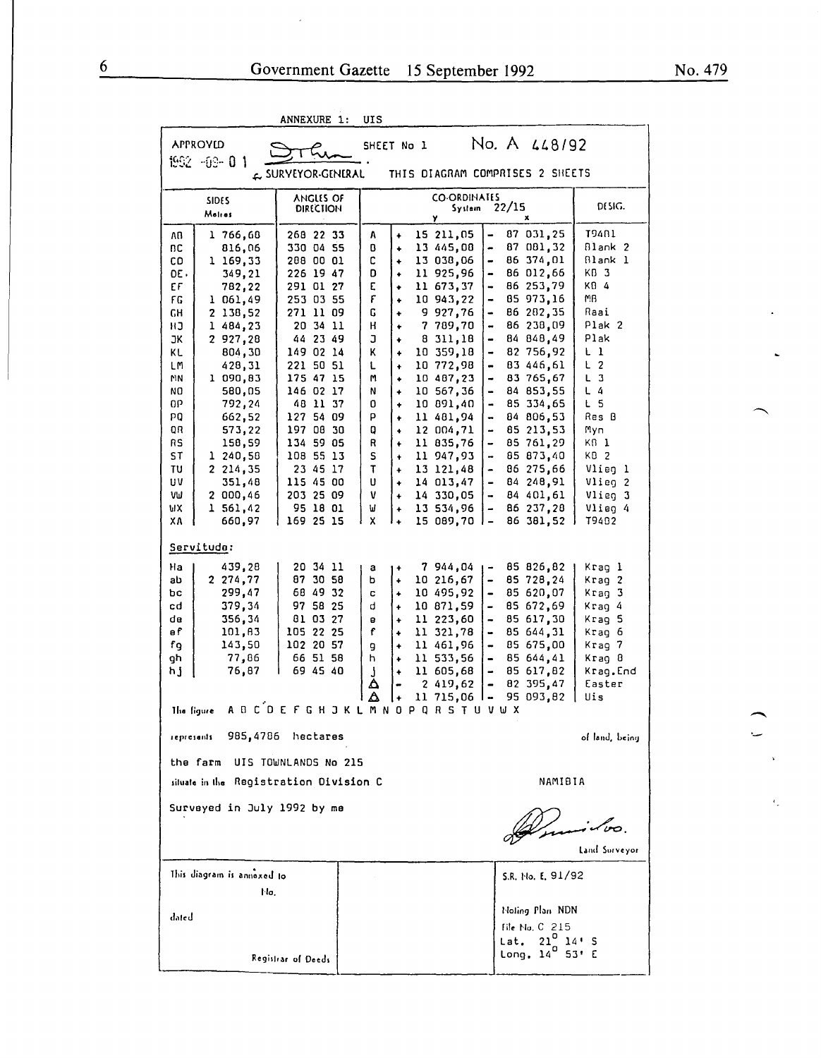ANNEXURE 1: UIS

APPROVED 1992 -09- 01 SURVEYOR-GENERAL

SHEET No 1 No. A 448/92

THIS DIAGRAM COMPRISES 2 SHEETS

| SIDES Metres | | ANGLES OF DIRECTION | CO-ORDINATES System 22/15 | | | | | DESIG. |
|---|---|---|---|---|---|---|---|---|
| | | | | | y | | x | |
| AB | 1 766,68 | 268 22 33 | A | + | 15 211,05 | - | 87 031,25 | T9481 |
| BC | 816,06 | 330 04 55 | B | + | 13 445,08 | - | 87 081,32 | Blank 2 |
| CD | 1 169,33 | 288 00 01 | C | + | 13 038,06 | - | 86 374,01 | Blank 1 |
| DE | 349,21 | 226 19 47 | D | + | 11 925,96 | - | 86 012,66 | KB 3 |
| EF | 782,22 | 291 01 27 | E | + | 11 673,37 | - | 86 253,79 | KB 4 |
| FG | 1 061,49 | 253 03 55 | F | + | 10 943,22 | - | 85 973,16 | MB |
| GH | 2 138,52 | 271 11 09 | G | + | 9 927,76 | - | 86 282,35 | Raai |
| HJ | 1 484,23 | 20 34 11 | H | + | 7 789,70 | - | 86 238,09 | Plak 2 |
| JK | 2 927,28 | 44 23 49 | J | + | 8 311,18 | - | 84 848,49 | Plak |
| KL | 804,30 | 149 02 14 | K | + | 10 359,18 | - | 82 756,92 | L 1 |
| LM | 428,31 | 221 50 51 | L | + | 10 772,98 | - | 83 446,61 | L 2 |
| MN | 1 090,83 | 175 47 15 | M | + | 10 487,23 | - | 83 765,67 | L 3 |
| NO | 580,05 | 146 02 17 | N | + | 10 567,36 | - | 84 853,55 | L 4 |
| OP | 792,24 | 48 11 37 | O | + | 10 891,40 | - | 85 334,65 | L 5 |
| PQ | 662,52 | 127 54 09 | P | + | 11 481,94 | - | 84 806,53 | Res B |
| QR | 573,22 | 197 08 30 | Q | + | 12 004,71 | - | 85 213,53 | Myn |
| RS | 158,59 | 134 59 05 | R | + | 11 835,76 | - | 85 761,29 | KB 1 |
| ST | 1 240,58 | 108 55 13 | S | + | 11 947,93 | - | 85 873,40 | KB 2 |
| TU | 2 214,35 | 23 45 17 | T | + | 13 121,48 | - | 86 275,66 | Vlieg 1 |
| UV | 351,48 | 115 45 00 | U | + | 14 013,47 | - | 84 248,91 | Vlieg 2 |
| VW | 2 000,46 | 203 25 09 | V | + | 14 330,05 | - | 84 401,61 | Vlieg 3 |
| WX | 1 561,42 | 95 18 01 | W | + | 13 534,96 | - | 86 237,28 | Vlieg 4 |
| XA | 660,97 | 169 25 15 | X | + | 15 089,70 | - | 86 381,52 | T9482 |

Servitude:

| | | | | | | | | |
|---|---|---|---|---|---|---|---|---|
| Ha | 439,28 | 20 34 11 | a | + | 7 944,04 | - | 85 826,82 | Krag 1 |
| ab | 2 274,77 | 87 30 58 | b | + | 10 216,67 | - | 85 728,24 | Krag 2 |
| bc | 299,47 | 68 49 32 | c | + | 10 495,92 | - | 85 620,07 | Krag 3 |
| cd | 379,34 | 97 58 25 | d | + | 10 871,59 | - | 85 672,69 | Krag 4 |
| de | 356,34 | 81 03 27 | e | + | 11 223,60 | - | 85 617,30 | Krag 5 |
| ef | 101,83 | 105 22 25 | f | + | 11 321,78 | - | 85 644,31 | Krag 6 |
| fg | 143,50 | 102 20 57 | g | + | 11 461,96 | - | 85 675,00 | Krag 7 |
| gh | 77,86 | 66 51 58 | h | + | 11 533,56 | - | 85 644,41 | Krag 8 |
| hj | 76,87 | 69 45 40 | j | + | 11 605,68 | - | 85 617,82 | Krag.End |
| | | | Δ | - | 2 419,62 | - | 82 395,47 | Easter |
| | | | Δ | + | 11 715,06 | - | 95 093,82 | Uis |

The figure A B C D E F G H J K L M N O P Q R S T U V W X

represents 985,4786 hectares of land, being

the farm UIS TOWNLANDS No 215

situate in the Registration Division C NAMIBIA

Surveyed in July 1992 by me

Land Surveyor

This diagram is annexed to No. dated

Registrar of Deeds

S.R. No. E. 91/92

Noting Plan NDN

File No. C 215

Lat. 21° 14' S

Long. 14° 53' E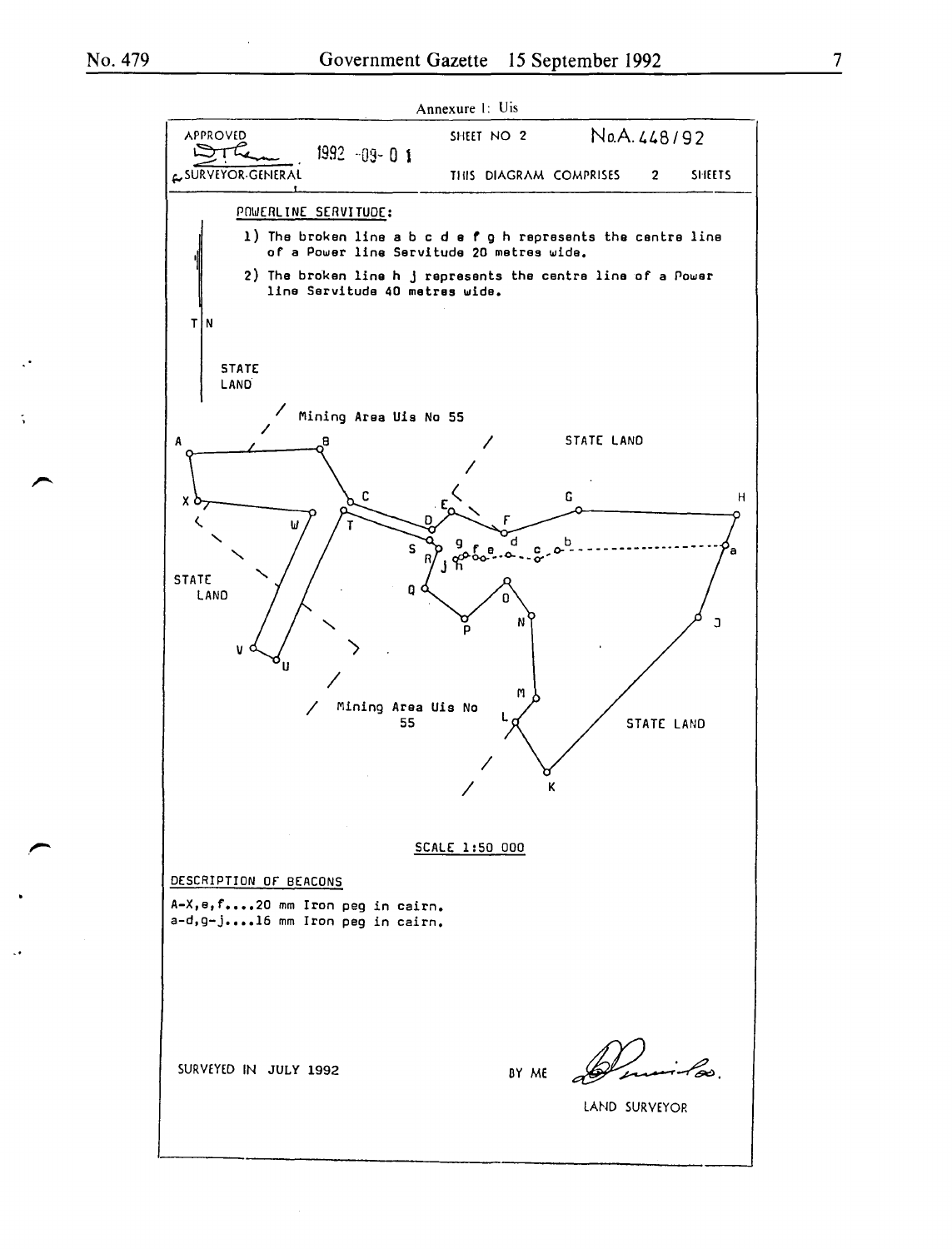Annexure 1: Uis

APPROVED

1992 -09- 0 1

SURVEYOR-GENERAL

SHEET NO 2

No.A.448/92

THIS DIAGRAM COMPRISES 2 SHEETS

POWERLINE SERVITUDE:

1) The broken line a b c d e f g h represents the centre line of a Power line Servitude 20 metres wide.

2) The broken line h j represents the centre line of a Power line Servitude 40 metres wide.

STATE LAND

Mining Area Uis No 55

STATE LAND

STATE LAND

Mining Area Uis No 55

STATE LAND

SCALE 1:50 000

DESCRIPTION OF BEACONS

A-X,e,f....20 mm Iron peg in cairn.
a-d,g-j....16 mm Iron peg in cairn.

SURVEYED IN JULY 1992

BY ME

LAND SURVEYOR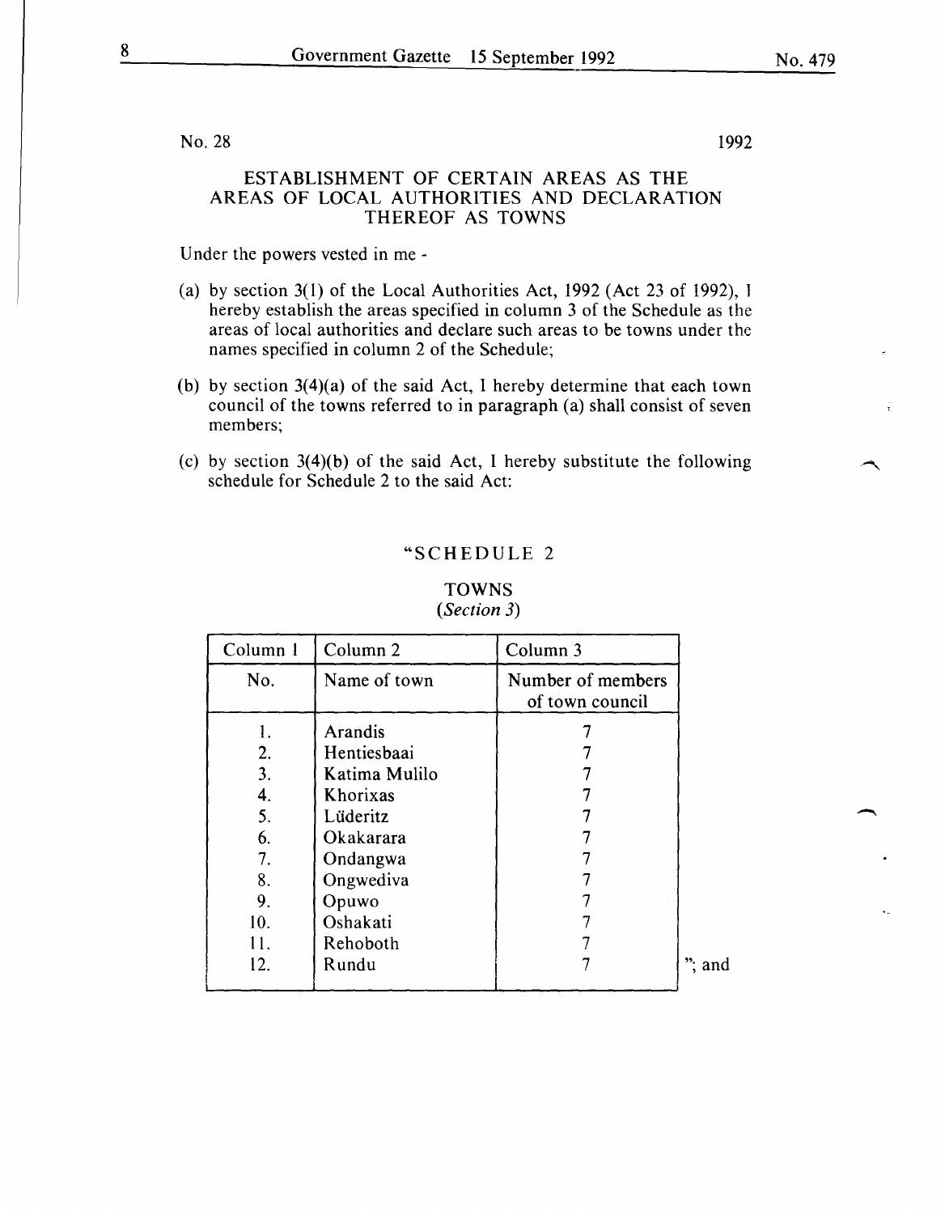No. 28 1992

## ESTABLISHMENT OF CERTAIN AREAS AS THE AREAS OF LOCAL AUTHORITIES AND DECLARATION THEREOF AS TOWNS

Under the powers vested in me -

(a) by section 3(1) of the Local Authorities Act, 1992 (Act 23 of 1992), I hereby establish the areas specified in column 3 of the Schedule as the areas of local authorities and declare such areas to be towns under the names specified in column 2 of the Schedule;

(b) by section 3(4)(a) of the said Act, I hereby determine that each town council of the towns referred to in paragraph (a) shall consist of seven members;

(c) by section 3(4)(b) of the said Act, I hereby substitute the following schedule for Schedule 2 to the said Act:

"SCHEDULE 2

TOWNS
*(Section 3)*

| Column 1 | Column 2 | Column 3 |
|---|---|---|
| No. | Name of town | Number of members of town council |
| 1. | Arandis | 7 |
| 2. | Hentiesbaai | 7 |
| 3. | Katima Mulilo | 7 |
| 4. | Khorixas | 7 |
| 5. | Lüderitz | 7 |
| 6. | Okakarara | 7 |
| 7. | Ondangwa | 7 |
| 8. | Ongwediva | 7 |
| 9. | Opuwo | 7 |
| 10. | Oshakati | 7 |
| 11. | Rehoboth | 7 |
| 12. | Rundu | 7 |

"; and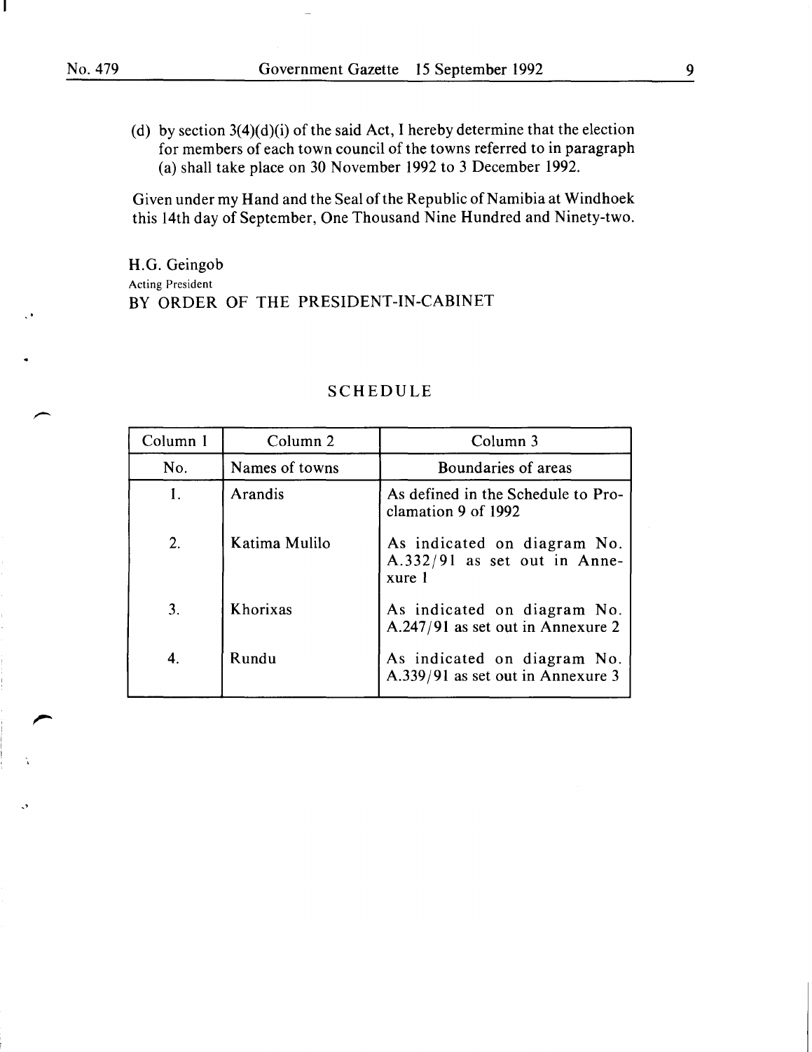(d) by section 3(4)(d)(i) of the said Act, I hereby determine that the election for members of each town council of the towns referred to in paragraph (a) shall take place on 30 November 1992 to 3 December 1992.

Given under my Hand and the Seal of the Republic of Namibia at Windhoek this 14th day of September, One Thousand Nine Hundred and Ninety-two.

H.G. Geingob
Acting President
BY ORDER OF THE PRESIDENT-IN-CABINET

## SCHEDULE

| Column 1 | Column 2 | Column 3 |
|---|---|---|
| No. | Names of towns | Boundaries of areas |
| 1. | Arandis | As defined in the Schedule to Proclamation 9 of 1992 |
| 2. | Katima Mulilo | As indicated on diagram No. A.332/91 as set out in Annexure 1 |
| 3. | Khorixas | As indicated on diagram No. A.247/91 as set out in Annexure 2 |
| 4. | Rundu | As indicated on diagram No. A.339/91 as set out in Annexure 3 |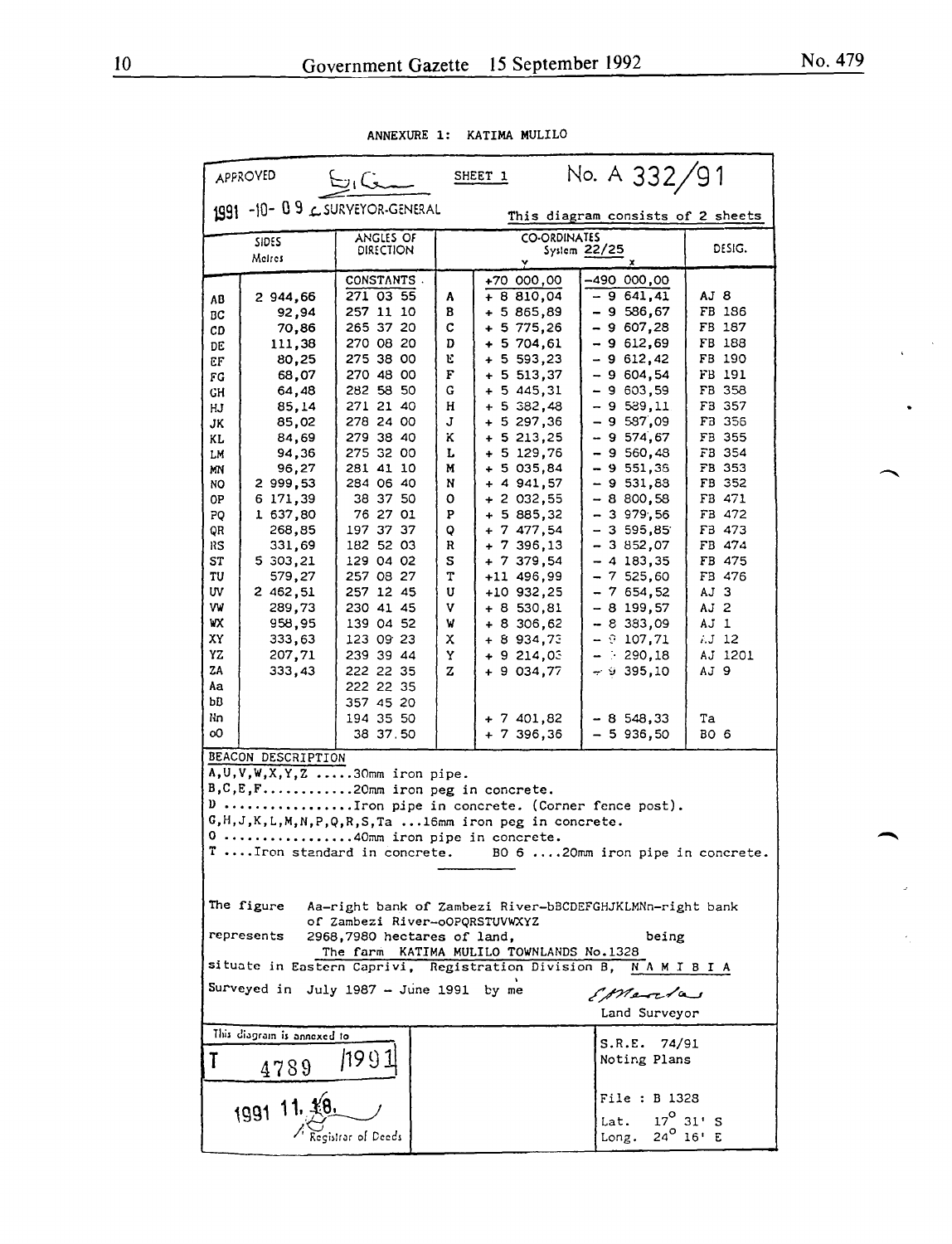ANNEXURE 1: KATIMA MULILO

APPROVED [signature] SHEET 1 No. A 332/91

1991 -10- 09 SURVEYOR-GENERAL

This diagram consists of 2 sheets

| SIDES Metres | | ANGLES OF DIRECTION | CO-ORDINATES System 22/25 | | | DESIG. |
|---|---|---|---|---|---|---|
| | | | | y | x | |
| | | CONSTANTS | | +70 000,00 | -490 000,00 | |
| AB | 2 944,66 | 271 03 55 | A | + 8 810,04 | - 9 641,41 | AJ 8 |
| BC | 92,94 | 257 11 10 | B | + 5 865,89 | - 9 586,67 | FB 186 |
| CD | 70,86 | 265 37 20 | C | + 5 775,26 | - 9 607,28 | FB 187 |
| DE | 111,38 | 270 08 20 | D | + 5 704,61 | - 9 612,69 | FB 188 |
| EF | 80,25 | 275 38 00 | E | + 5 593,23 | - 9 612,42 | FB 190 |
| FG | 68,07 | 270 48 00 | F | + 5 513,37 | - 9 604,54 | FB 191 |
| GH | 64,48 | 282 58 50 | G | + 5 445,31 | - 9 603,59 | FB 358 |
| HJ | 85,14 | 271 21 40 | H | + 5 382,48 | - 9 589,11 | FB 357 |
| JK | 85,02 | 278 24 00 | J | + 5 297,36 | - 9 587,09 | FB 356 |
| KL | 84,69 | 279 38 40 | K | + 5 213,25 | - 9 574,67 | FB 355 |
| LM | 94,36 | 275 32 00 | L | + 5 129,76 | - 9 560,48 | FB 354 |
| MN | 96,27 | 281 41 10 | M | + 5 035,84 | - 9 551,35 | FB 353 |
| NO | 2 999,53 | 284 06 40 | N | + 4 941,57 | - 9 531,88 | FB 352 |
| OP | 6 171,39 | 38 37 50 | O | + 2 032,55 | - 8 800,58 | FB 471 |
| PQ | 1 637,80 | 76 27 01 | P | + 5 885,32 | - 3 979,56 | FB 472 |
| QR | 268,85 | 197 37 37 | Q | + 7 477,54 | - 3 595,85 | FB 473 |
| RS | 331,69 | 182 52 03 | R | + 7 396,13 | - 3 852,07 | FB 474 |
| ST | 5 303,21 | 129 04 02 | S | + 7 379,54 | - 4 183,35 | FB 475 |
| TU | 579,27 | 257 08 27 | T | +11 496,99 | - 7 525,60 | FB 476 |
| UV | 2 462,51 | 257 12 45 | U | +10 932,25 | - 7 654,52 | AJ 3 |
| VW | 289,73 | 230 41 45 | V | + 8 530,81 | - 8 199,57 | AJ 2 |
| WX | 958,95 | 139 04 52 | W | + 8 306,62 | - 8 383,09 | AJ 1 |
| XY | 333,63 | 123 09 23 | X | + 8 934,73 | - 9 107,71 | AJ 12 |
| YZ | 207,71 | 239 39 44 | Y | + 9 214,03 | - 9 290,18 | AJ 1201 |
| ZA | 333,43 | 222 22 35 | Z | + 9 034,77 | - 9 395,10 | AJ 9 |
| Aa | | 222 22 35 | | | | |
| bB | | 357 45 20 | | | | |
| Nn | | 194 35 50 | | + 7 401,82 | - 8 548,33 | Ta |
| oO | | 38 37.50 | | + 7 396,36 | - 5 936,50 | BO 6 |

BEACON DESCRIPTION

A,U,V,W,X,Y,Z .....30mm iron pipe.
B,C,E,F............20mm iron peg in concrete.
D .................Iron pipe in concrete. (Corner fence post).
G,H,J,K,L,M,N,P,Q,R,S,Ta ...16mm iron peg in concrete.
O .................40mm iron pipe in concrete.
T ....Iron standard in concrete. BO 6 ....20mm iron pipe in concrete.

The figure Aa-right bank of Zambezi River-bBCDEFGHJKLMNn-right bank of Zambezi River-oOPQRSTUVWXYZ

represents 2968,7980 hectares of land, being The farm KATIMA MULILO TOWNLANDS No.1328

situate in Eastern Caprivi, Registration Division B, NAMIBIA

Surveyed in July 1987 - June 1991 by me [signature] Land Surveyor

This diagram is annexed to T 4789 /1991

1991 11. 18. Registrar of Deeds

S.R.E. 74/91
Noting Plans

File : B 1328

Lat. 17° 31' S
Long. 24° 16' E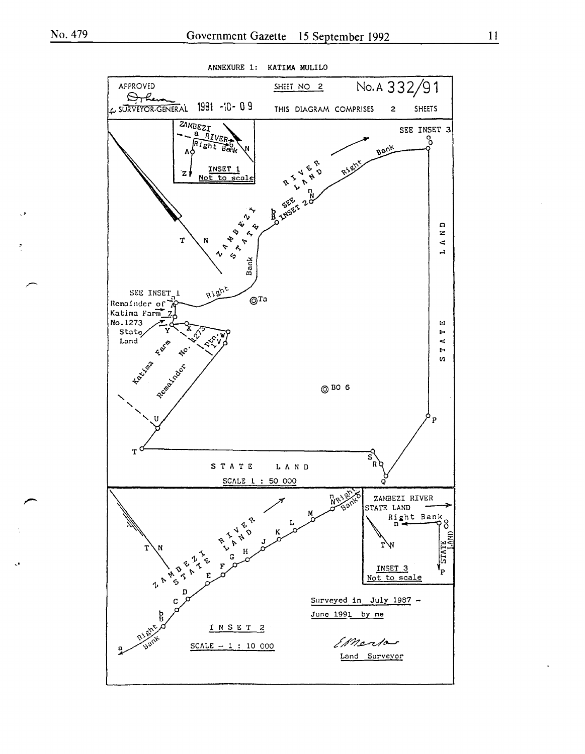ANNEXURE 1: KATIMA MULILO

APPROVED

SURVEYOR-GENERAL 1991 -10- 09

SHEET NO 2

No. A 332/91

THIS DIAGRAM COMPRISES 2 SHEETS

SEE INSET 3

INSET 1
Not to scale

ZAMBEZI RIVER
Right Bank

SEE INSET 2

ZAMBEZI RIVER STATE LAND

Right Bank

SEE INSET 1
Remainder of Katima Farm No. 1273
State Land

Katima Farm No. 1273 Remainder

Ptn. 1273

BO 6

STATE LAND

SCALE 1 : 50 000

ZAMBEZI RIVER STATE LAND

Right Bank

INSET 2

SCALE - 1 : 10 000

ZAMBEZI RIVER
STATE LAND
Right Bank

INSET 3
Not to scale

Surveyed in July 1987 - June 1991 by me

Land Surveyor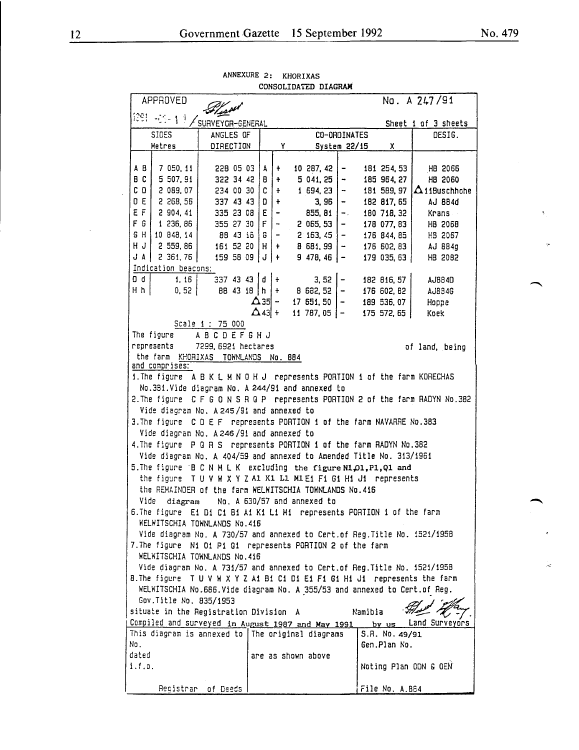ANNEXURE 2: KHORIXAS
CONSOLIDATED DIAGRAM

APPROVED

1991 -01- 1 1 / SURVEYOR-GENERAL

No. A 247/91

Sheet 1 of 3 sheets

| SIDES Metres | | ANGLES OF DIRECTION | CO-ORDINATES | Y System 22/15 | | X | DESIG. |
|---|---|---|---|---|---|---|---|
| A B | 7 050, 11 | 228 05 03 | A | + 10 287, 42 | - | 181 254, 53 | HB 2066 |
| B C | 5 507, 91 | 322 34 42 | B | + 5 041, 25 | - | 185 964, 27 | HB 2060 |
| C D | 2 089, 07 | 234 00 30 | C | + 1 694, 23 | - | 181 589, 97 | Δ 11Buschhohe |
| D E | 2 268, 56 | 337 43 43 | D | + 3, 96 | - | 182 817, 65 | AJ 884d |
| E F | 2 904, 41 | 335 23 08 | E | - 855, 81 | - | 180 718, 32 | Krans |
| F G | 1 236, 86 | 355 27 30 | F | - 2 065, 53 | - | 178 077, 83 | HB 2068 |
| G H | 10 848, 14 | 88 43 16 | G | - 2 163, 45 | - | 176 844, 85 | HB 2067 |
| H J | 2 559, 86 | 161 52 20 | H | + 8 681, 99 | - | 176 602, 83 | AJ 884g |
| J A | 2 361, 76 | 159 58 09 | J | + 9 478, 46 | - | 179 035, 63 | HB 2082 |
| Indication beacons: | | | | | | | |
| D d | 1, 16 | 337 43 43 | d | + 3, 52 | - | 182 816, 57 | AJ884D |
| H h | 0, 52 | 88 43 18 | h | + 8 682, 52 | - | 176 602, 82 | AJ884G |
| | | | Δ35 | - 17 651, 50 | - | 189 536, 07 | Hoppe |
| | | | Δ43 | + 11 787, 05 | - | 175 572, 65 | Koek |

Scale 1 : 75 000

The figure A B C D E F G H J represents 7299, 6921 hectares of land, being the farm KHORIXAS TOWNLANDS No. 884 and comprises:

1. The figure A B K L M N O H J represents PORTION 1 of the farm KORECHAS No.381. Vide diagram No. A 244/91 and annexed to
2. The figure C F G O N S R Q P represents PORTION 2 of the farm RADYN No.382 Vide diagram No. A 245/91 and annexed to
3. The figure C D E F represents PORTION 1 of the farm NAVARRE No.383 Vide diagram No. A 246/91 and annexed to
4. The figure P Q R S represents PORTION 1 of the farm RADYN No.382 Vide diagram No. A 404/59 and annexed to Amended Title No. 313/1961
5. The figure B C N M L K excluding the figure N1,O1,P1,Q1 and the figure T U V W X Y Z A1 K1 L1 M1 E1 F1 G1 H1 J1 represents the REMAINDER of the farm WELWITSCHIA TOWNLANDS No.416 Vide diagram No. A 630/57 and annexed to
6. The figure E1 D1 C1 B1 A1 K1 L1 M1 represents PORTION 1 of the farm WELWITSCHIA TOWNLANDS No.416 Vide diagram No. A 730/57 and annexed to Cert.of Reg.Title No. 1521/1958
7. The figure N1 O1 P1 Q1 represents PORTION 2 of the farm WELWITSCHIA TOWNLANDS No.416 Vide diagram No. A 731/57 and annexed to Cert.of Reg.Title No. 1521/1958
8. The figure T U V W X Y Z A1 B1 C1 D1 E1 F1 G1 H1 J1 represents the farm WELWITSCHIA No.666. Vide diagram No. A 355/53 and annexed to Cert.of Reg. Gov.Title No. 835/1953

situate in the Registration Division A Namibia

Compiled and surveyed in August 1987 and May 1991 by us Land Surveyors

| This diagram is annexed to No. dated i.f.o. Registrar of Deeds | The original diagrams are as shown above | S.R. No. 49/91 Gen.Plan No. Noting Plan ODN & OEN File No. A.884 |
|---|---|---|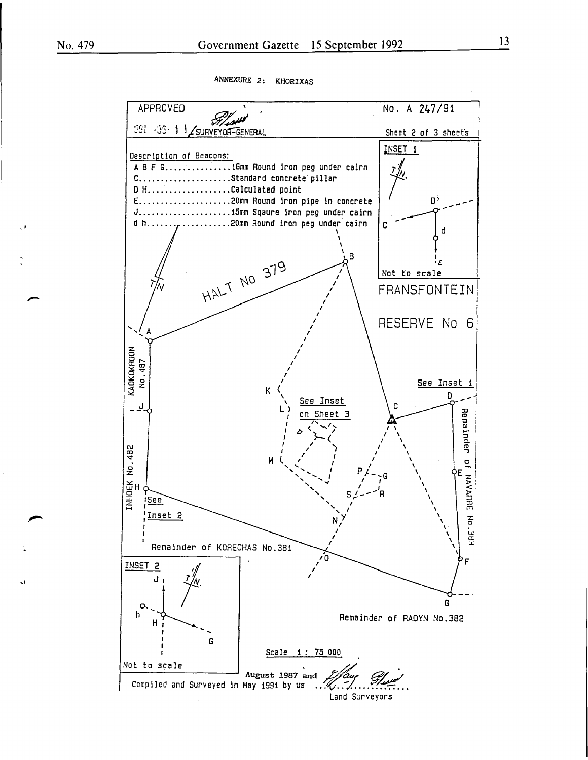ANNEXURE 2: KHORIXAS

APPROVED

1991 -09- 11 SURVEYOR-GENERAL

No. A 247/91

Sheet 2 of 3 sheets

Description of Beacons:

A B F G...............16mm Round iron peg under cairn
C.....................Standard concrete pillar
D H...................Calculated point
E.....................20mm Round iron pipe in concrete
J.....................15mm Sqaure iron peg under cairn
d h...................20mm Round iron peg under cairn

INSET 1

Not to scale

FRANSFONTEIN

RESERVE No 6

HALT NO 379

KAOKOKROON No. 487

INHOEK No. 482

See Inset on Sheet 3

See Inset 1

See Inset 2

Remainder of NAVARRE No. 383

Remainder of KORECHAS No. 381

Remainder of RADYN No. 382

INSET 2

Not to scale

Scale 1 : 75 000

Compiled and Surveyed in May 1991 by us August 1987 and

Land Surveyors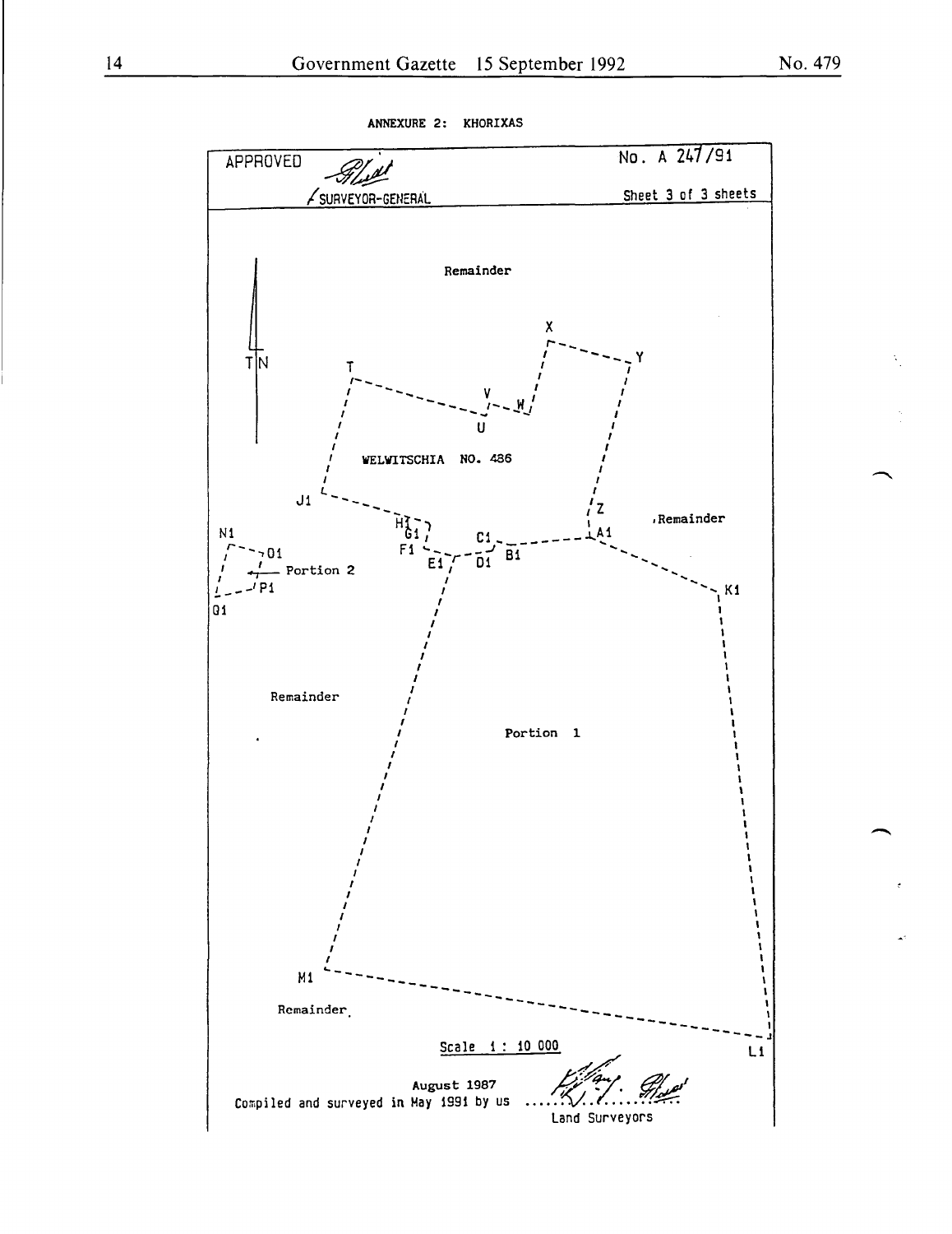ANNEXURE 2: KHORIXAS

APPROVED

SURVEYOR-GENERAL

No. A 247/91

Sheet 3 of 3 sheets

TN

Remainder

X

Y

T

V

W

U

WELWITSCHIA NO. 436

J1

Z

Remainder

H1

G1

C1

A1

N1

O1

F1

E1

D1

B1

Portion 2

P1

K1

Q1

Remainder

Portion 1

M1

Remainder

L1

Scale 1 : 10 000

August 1987

Compiled and surveyed in May 1991 by us

Land Surveyors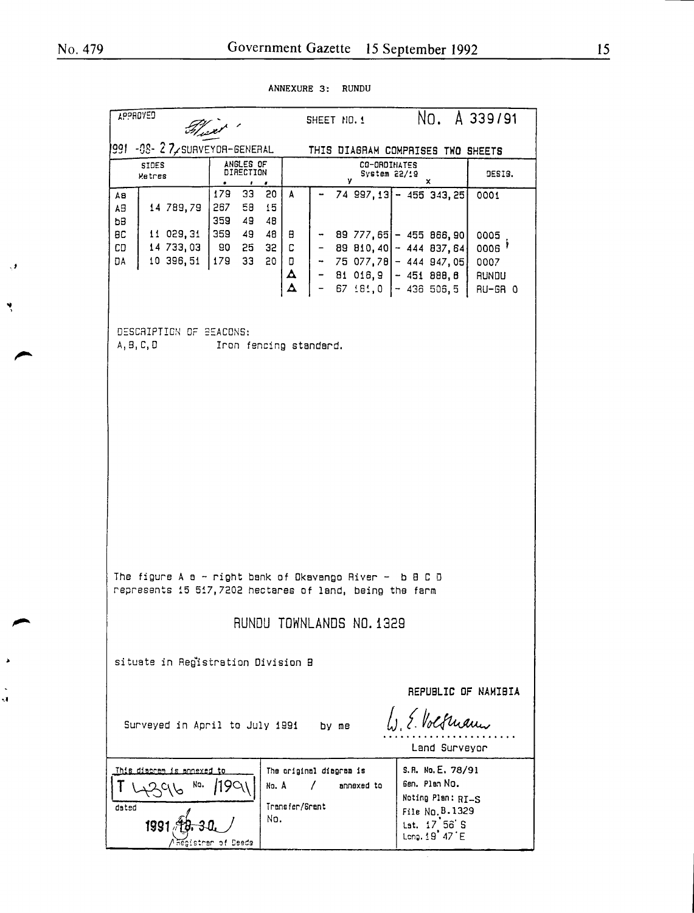ANNEXURE 3: RUNDU

APPROVED

1991 -08- 27 SURVEYOR-GENERAL

SHEET NO. 1

No. A 339/91

THIS DIAGRAM COMPRISES TWO SHEETS

| SIDES Metres | | ANGLES OF DIRECTION ° | ' | " | CO-ORDINATES System 22/19 | | y | | x | DESIG. |
|---|---|---|---|---|---|---|---|---|---|---|
| Ab | | 179 | 33 | 20 | A | - | 74 997,13 | - | 455 343,25 | 0001 |
| AB | 14 789,79 | 267 | 58 | 15 | | | | | | |
| bB | | 359 | 49 | 48 | | | | | | |
| BC | 11 029,31 | 359 | 49 | 48 | B | - | 89 777,65 | - | 455 866,90 | 0005 |
| CD | 14 733,03 | 90 | 25 | 32 | C | - | 89 810,40 | - | 444 837,64 | 0006 |
| DA | 10 396,51 | 179 | 33 | 20 | D | - | 75 077,78 | - | 444 947,05 | 0007 |
| | | | | | Δ | - | 81 016,9 | - | 451 888,8 | RUNDU |
| | | | | | Δ | - | 67 181,0 | - | 436 506,5 | RU-GR 0 |

DESCRIPTION OF BEACONS:

A, B, C, D Iron fencing standard.

The figure A a - right bank of Okavango River - b B C D represents 15 517,7202 hectares of land, being the farm

RUNDU TOWNLANDS NO. 1329

situate in Registration Division B

REPUBLIC OF NAMIBIA

Surveyed in April to July 1991 by me

W. E. Volschenk

Land Surveyor

| This diagram is annexed to T 4396 No. /1991 dated 1991.10.30. Registrar of Deeds | The original diagram is No. A / annexed to Transfer/Grant No. | S.R. No. E. 78/91 Gen. Plan No. Noting Plan: RI-S File No. B.1329 Lat. 17° 56' S Long. 19° 47' E |
|---|---|---|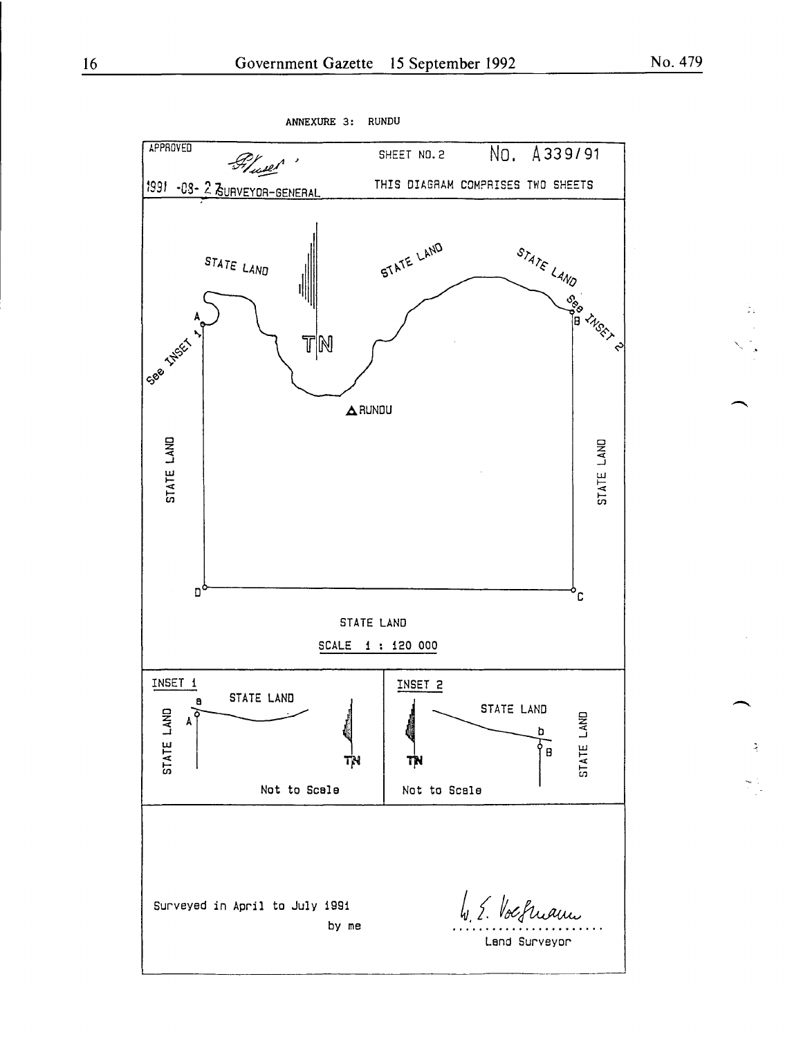ANNEXURE 3: RUNDU

APPROVED

1991 -08- 27 SURVEYOR-GENERAL

SHEET NO. 2

NO. A339/91

THIS DIAGRAM COMPRISES TWO SHEETS

STATE LAND

STATE LAND

STATE LAND

See INSET 1

See INSET 2

A

B

TN

RUNDU

STATE LAND

STATE LAND

D

C

STATE LAND

SCALE 1 : 120 000

INSET 1

STATE LAND

STATE LAND

a

A

TN

Not to Scale

INSET 2

STATE LAND

STATE LAND

b

B

TN

Not to Scale

Surveyed in April to July 1991

by me

Land Surveyor